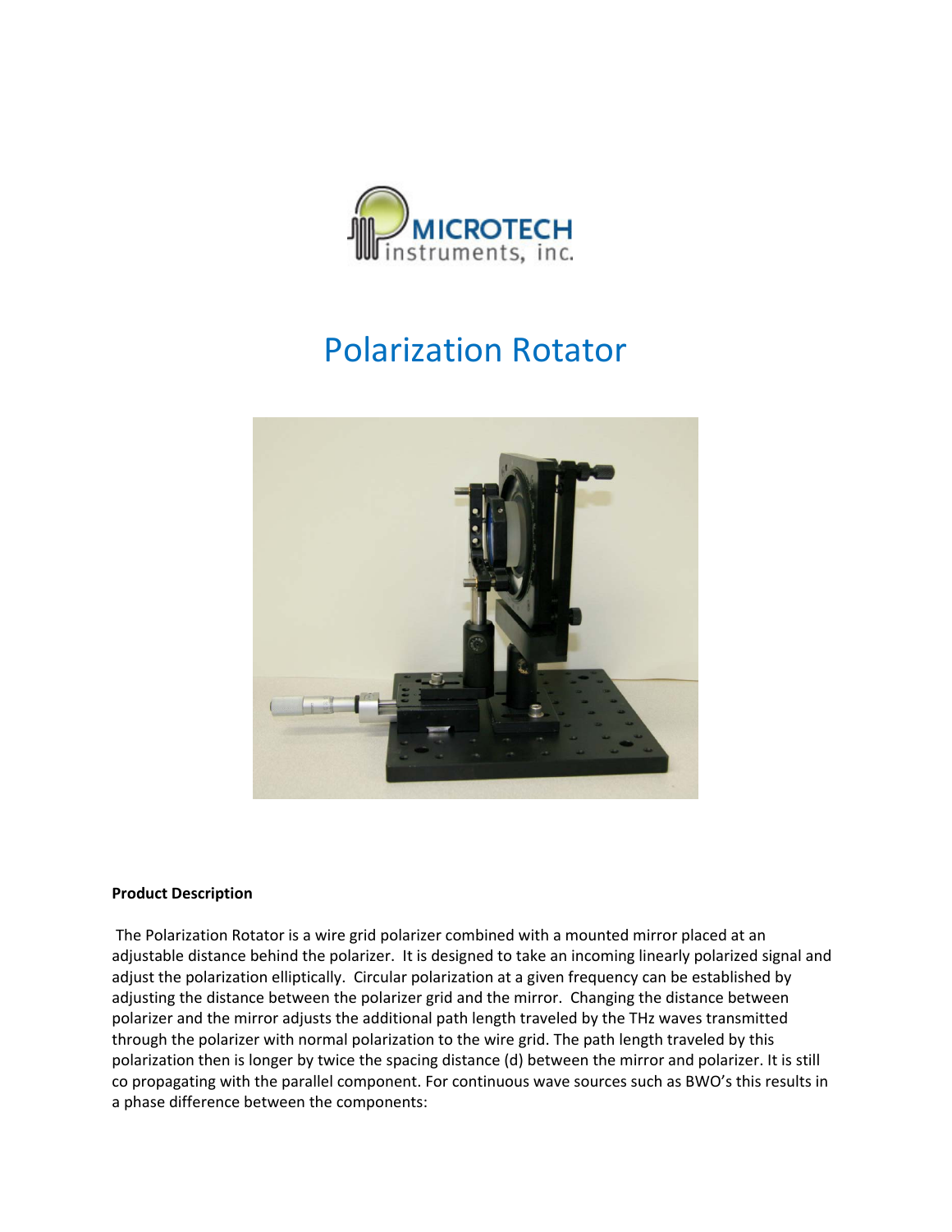MICROTECH instruments, inc.

# Polarization Rotator

**Product Description**

The Polarization Rotator is a wire grid polarizer combined with a mounted mirror placed at an adjustable distance behind the polarizer. It is designed to take an incoming linearly polarized signal and adjust the polarization elliptically. Circular polarization at a given frequency can be established by adjusting the distance between the polarizer grid and the mirror. Changing the distance between polarizer and the mirror adjusts the additional path length traveled by the THz waves transmitted through the polarizer with normal polarization to the wire grid. The path length traveled by this polarization then is longer by twice the spacing distance (d) between the mirror and polarizer. It is still co propagating with the parallel component. For continuous wave sources such as BWO's this results in a phase difference between the components: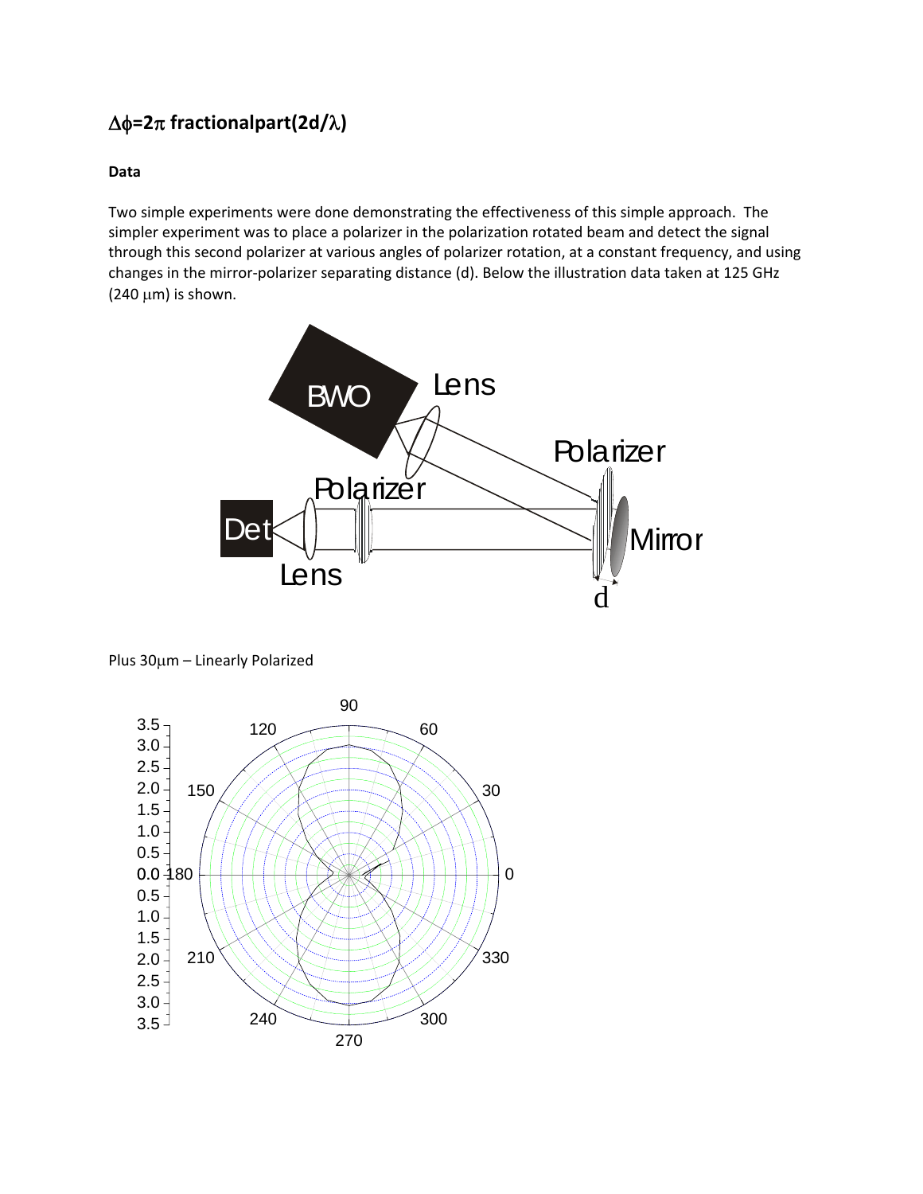**$\Delta\phi = 2\pi$ fractionalpart($2d/\lambda$)**

**Data**

Two simple experiments were done demonstrating the effectiveness of this simple approach. The simpler experiment was to place a polarizer in the polarization rotated beam and detect the signal through this second polarizer at various angles of polarizer rotation, at a constant frequency, and using changes in the mirror-polarizer separating distance (d). Below the illustration data taken at 125 GHz (240 $\mu$m) is shown.

Plus 30$\mu$m – Linearly Polarized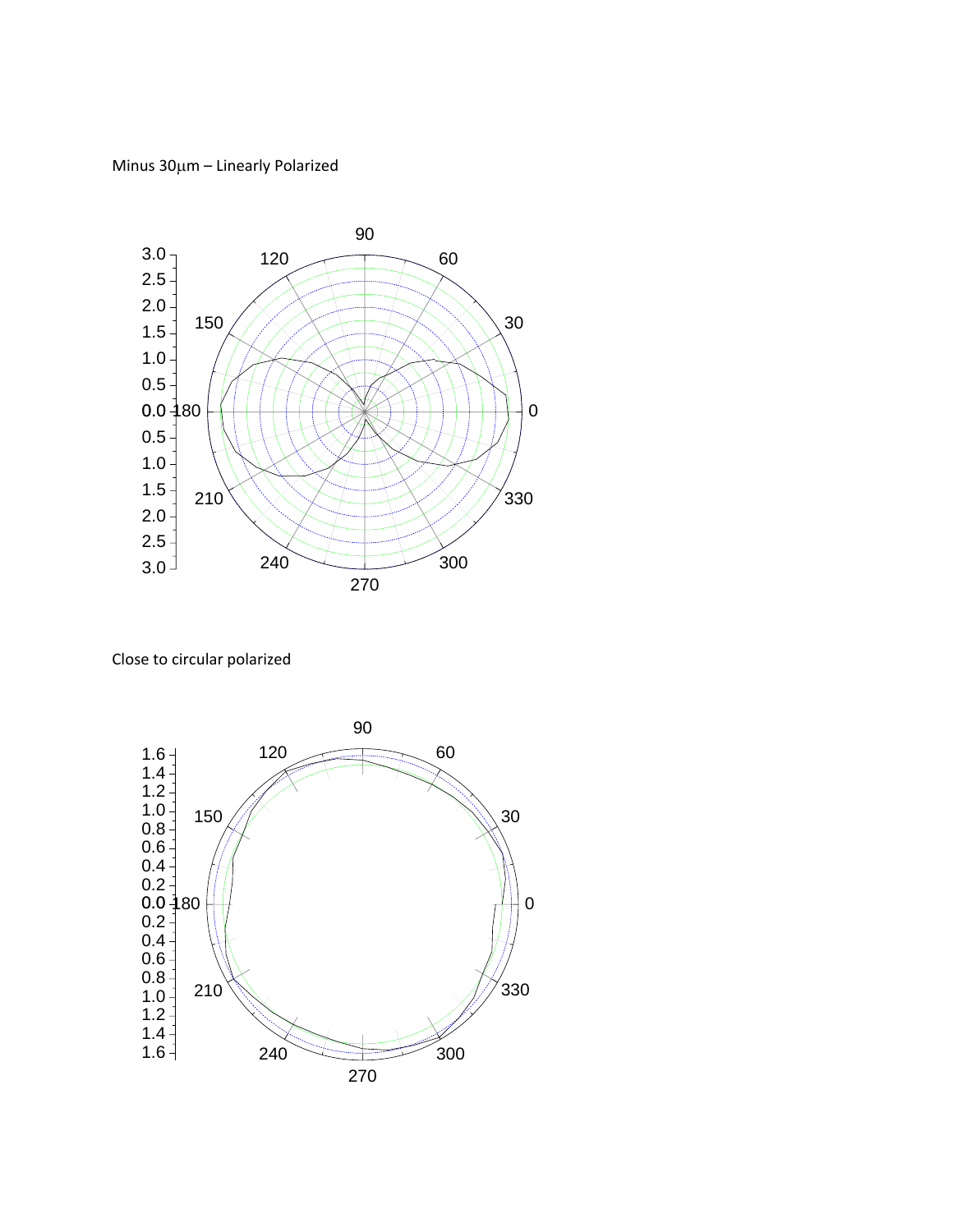Minus 30μm – Linearly Polarized

Close to circular polarized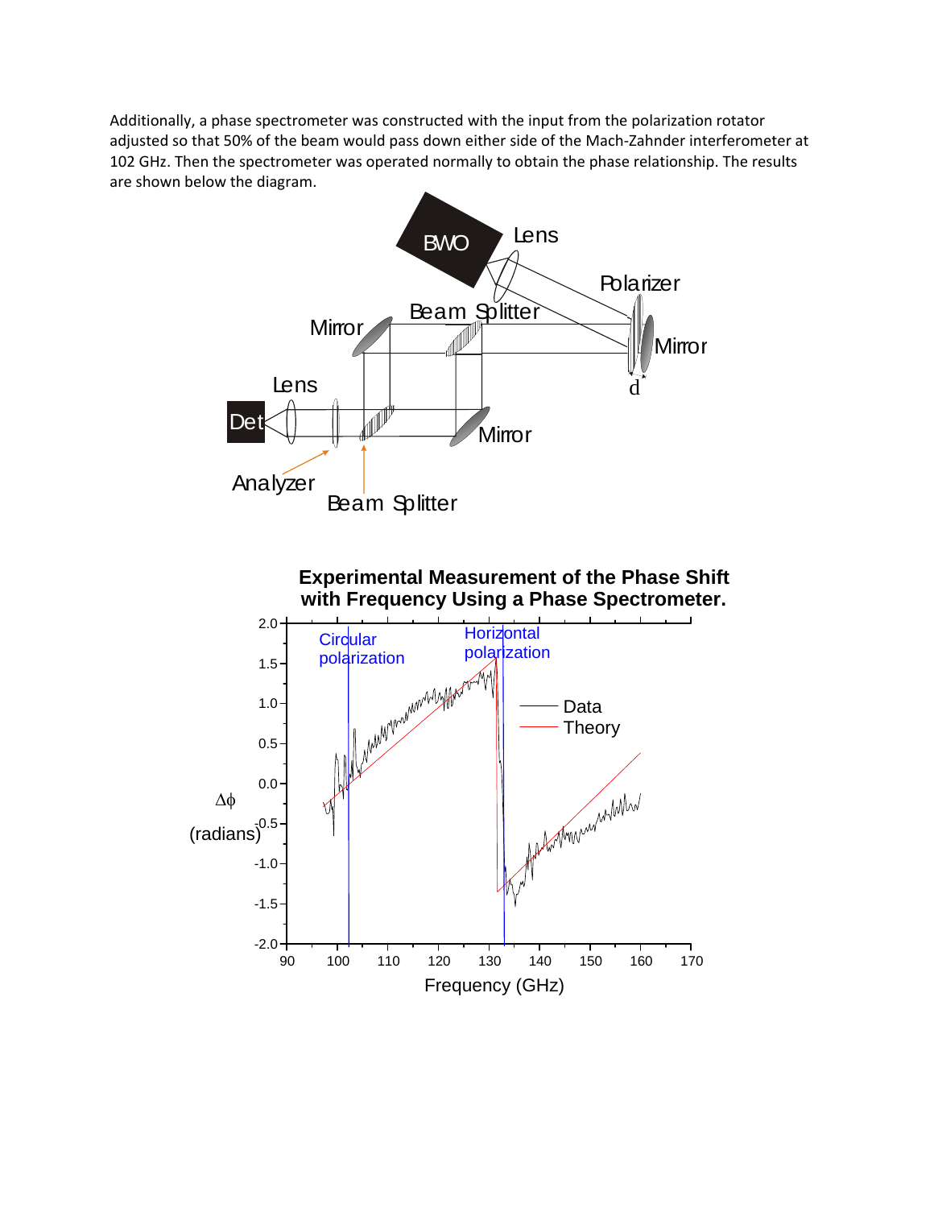Additionally, a phase spectrometer was constructed with the input from the polarization rotator adjusted so that 50% of the beam would pass down either side of the Mach-Zahnder interferometer at 102 GHz. Then the spectrometer was operated normally to obtain the phase relationship. The results are shown below the diagram.

BWO
Lens
Polarizer
Beam Splitter
Mirror
Mirror
d
Lens
Det
Mirror
Analyzer
Beam Splitter

**Experimental Measurement of the Phase Shift with Frequency Using a Phase Spectrometer.**

Circular polarization
Horizontal polarization
Data
Theory

$\Delta\phi$ (radians)

2.0
1.5
1.0
0.5
0.0
-0.5
-1.0
-1.5
-2.0

90 100 110 120 130 140 150 160 170

Frequency (GHz)